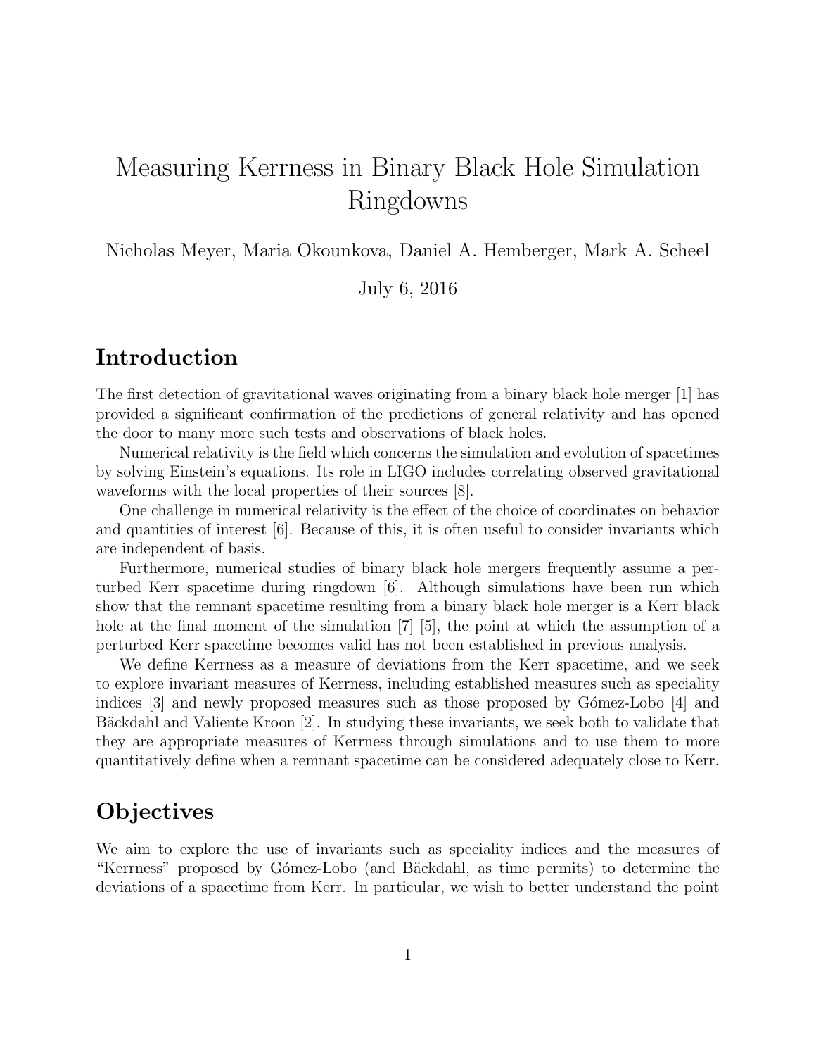# Measuring Kerrness in Binary Black Hole Simulation Ringdowns

Nicholas Meyer, Maria Okounkova, Daniel A. Hemberger, Mark A. Scheel

July 6, 2016

## Introduction

The first detection of gravitational waves originating from a binary black hole merger [1] has provided a significant confirmation of the predictions of general relativity and has opened the door to many more such tests and observations of black holes.

Numerical relativity is the field which concerns the simulation and evolution of spacetimes by solving Einstein's equations. Its role in LIGO includes correlating observed gravitational waveforms with the local properties of their sources [8].

One challenge in numerical relativity is the effect of the choice of coordinates on behavior and quantities of interest [6]. Because of this, it is often useful to consider invariants which are independent of basis.

Furthermore, numerical studies of binary black hole mergers frequently assume a perturbed Kerr spacetime during ringdown [6]. Although simulations have been run which show that the remnant spacetime resulting from a binary black hole merger is a Kerr black hole at the final moment of the simulation [7] [5], the point at which the assumption of a perturbed Kerr spacetime becomes valid has not been established in previous analysis.

We define Kerrness as a measure of deviations from the Kerr spacetime, and we seek to explore invariant measures of Kerrness, including established measures such as speciality indices [3] and newly proposed measures such as those proposed by Gómez-Lobo [4] and Bäckdahl and Valiente Kroon [2]. In studying these invariants, we seek both to validate that they are appropriate measures of Kerrness through simulations and to use them to more quantitatively define when a remnant spacetime can be considered adequately close to Kerr.

## Objectives

We aim to explore the use of invariants such as speciality indices and the measures of "Kerrness" proposed by Gómez-Lobo (and Bäckdahl, as time permits) to determine the deviations of a spacetime from Kerr. In particular, we wish to better understand the point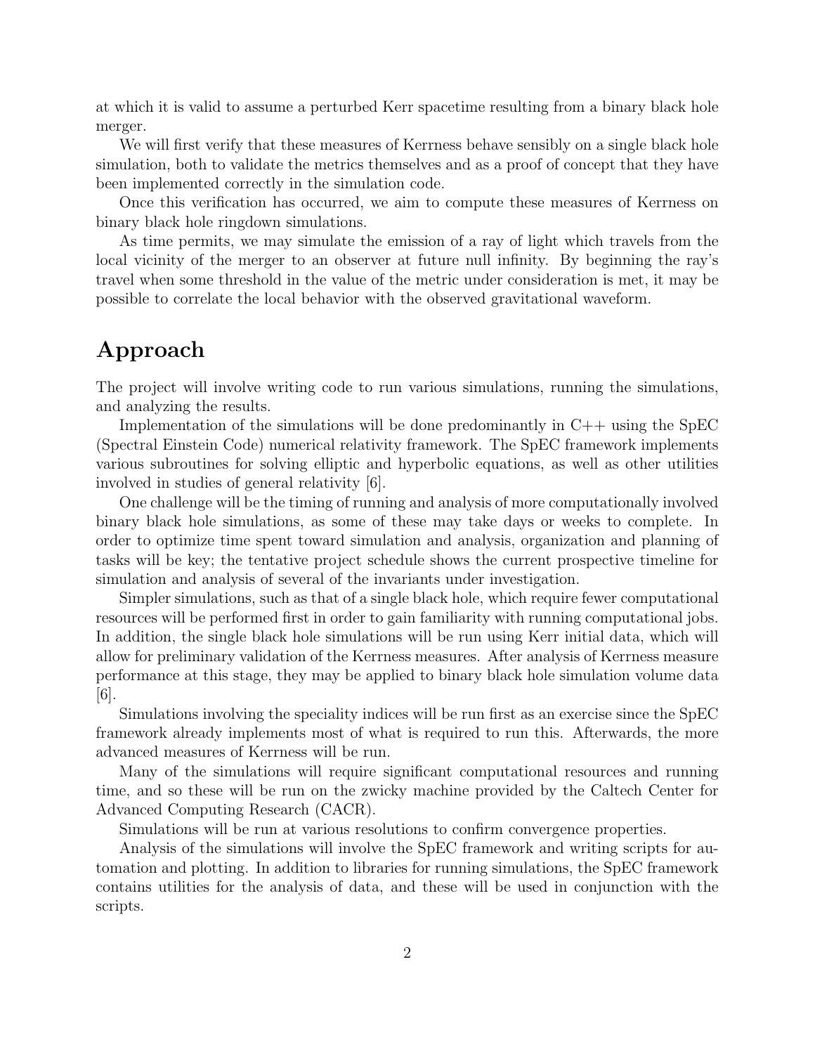at which it is valid to assume a perturbed Kerr spacetime resulting from a binary black hole merger.

We will first verify that these measures of Kerrness behave sensibly on a single black hole simulation, both to validate the metrics themselves and as a proof of concept that they have been implemented correctly in the simulation code.

Once this verification has occurred, we aim to compute these measures of Kerrness on binary black hole ringdown simulations.

As time permits, we may simulate the emission of a ray of light which travels from the local vicinity of the merger to an observer at future null infinity. By beginning the ray's travel when some threshold in the value of the metric under consideration is met, it may be possible to correlate the local behavior with the observed gravitational waveform.

## Approach

The project will involve writing code to run various simulations, running the simulations, and analyzing the results.

Implementation of the simulations will be done predominantly in C++ using the SpEC (Spectral Einstein Code) numerical relativity framework. The SpEC framework implements various subroutines for solving elliptic and hyperbolic equations, as well as other utilities involved in studies of general relativity [6].

One challenge will be the timing of running and analysis of more computationally involved binary black hole simulations, as some of these may take days or weeks to complete. In order to optimize time spent toward simulation and analysis, organization and planning of tasks will be key; the tentative project schedule shows the current prospective timeline for simulation and analysis of several of the invariants under investigation.

Simpler simulations, such as that of a single black hole, which require fewer computational resources will be performed first in order to gain familiarity with running computational jobs. In addition, the single black hole simulations will be run using Kerr initial data, which will allow for preliminary validation of the Kerrness measures. After analysis of Kerrness measure performance at this stage, they may be applied to binary black hole simulation volume data [6].

Simulations involving the speciality indices will be run first as an exercise since the SpEC framework already implements most of what is required to run this. Afterwards, the more advanced measures of Kerrness will be run.

Many of the simulations will require significant computational resources and running time, and so these will be run on the zwicky machine provided by the Caltech Center for Advanced Computing Research (CACR).

Simulations will be run at various resolutions to confirm convergence properties.

Analysis of the simulations will involve the SpEC framework and writing scripts for automation and plotting. In addition to libraries for running simulations, the SpEC framework contains utilities for the analysis of data, and these will be used in conjunction with the scripts.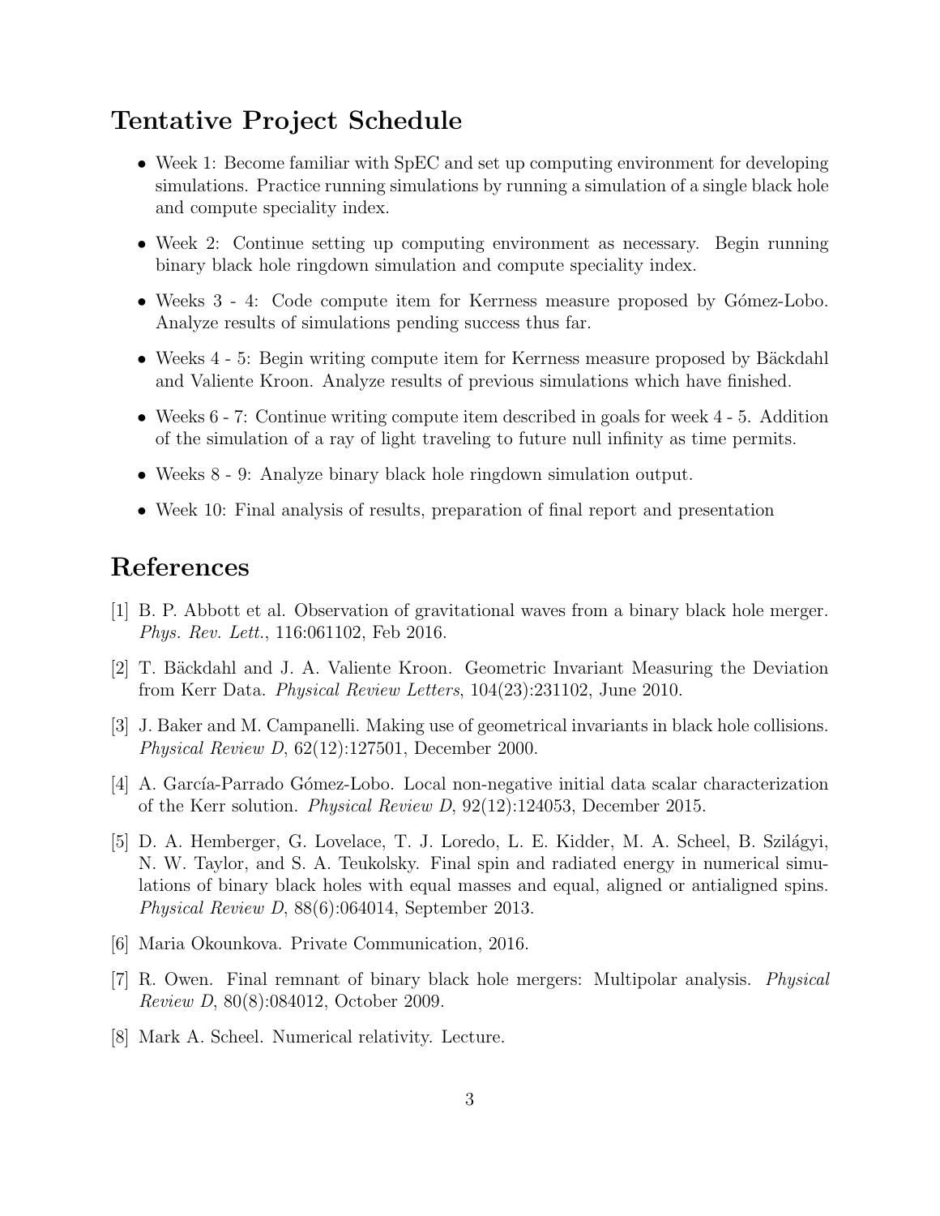## Tentative Project Schedule

- Week 1: Become familiar with SpEC and set up computing environment for developing simulations. Practice running simulations by running a simulation of a single black hole and compute speciality index.
- Week 2: Continue setting up computing environment as necessary. Begin running binary black hole ringdown simulation and compute speciality index.
- Weeks 3 - 4: Code compute item for Kerrness measure proposed by Gómez-Lobo. Analyze results of simulations pending success thus far.
- Weeks 4 - 5: Begin writing compute item for Kerrness measure proposed by Bäckdahl and Valiente Kroon. Analyze results of previous simulations which have finished.
- Weeks 6 - 7: Continue writing compute item described in goals for week 4 - 5. Addition of the simulation of a ray of light traveling to future null infinity as time permits.
- Weeks 8 - 9: Analyze binary black hole ringdown simulation output.
- Week 10: Final analysis of results, preparation of final report and presentation

## References

[1] B. P. Abbott et al. Observation of gravitational waves from a binary black hole merger. *Phys. Rev. Lett.*, 116:061102, Feb 2016.

[2] T. Bäckdahl and J. A. Valiente Kroon. Geometric Invariant Measuring the Deviation from Kerr Data. *Physical Review Letters*, 104(23):231102, June 2010.

[3] J. Baker and M. Campanelli. Making use of geometrical invariants in black hole collisions. *Physical Review D*, 62(12):127501, December 2000.

[4] A. García-Parrado Gómez-Lobo. Local non-negative initial data scalar characterization of the Kerr solution. *Physical Review D*, 92(12):124053, December 2015.

[5] D. A. Hemberger, G. Lovelace, T. J. Loredo, L. E. Kidder, M. A. Scheel, B. Szilágyi, N. W. Taylor, and S. A. Teukolsky. Final spin and radiated energy in numerical simulations of binary black holes with equal masses and equal, aligned or antialigned spins. *Physical Review D*, 88(6):064014, September 2013.

[6] Maria Okounkova. Private Communication, 2016.

[7] R. Owen. Final remnant of binary black hole mergers: Multipolar analysis. *Physical Review D*, 80(8):084012, October 2009.

[8] Mark A. Scheel. Numerical relativity. Lecture.